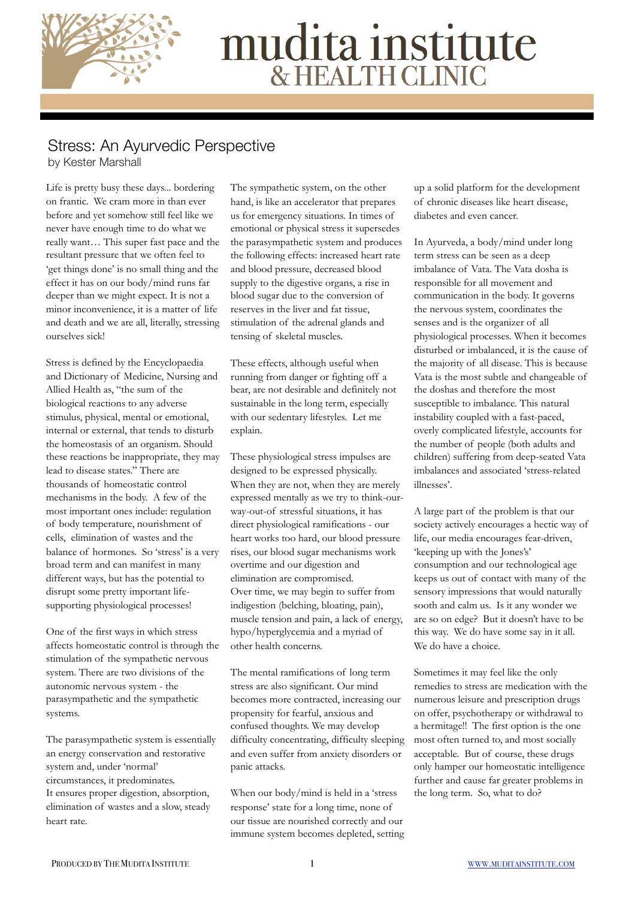# mudita institute & HEALTH CLINIC

## Stress: An Ayurvedic Perspective

by Kester Marshall

Life is pretty busy these days... bordering on frantic. We cram more in than ever before and yet somehow still feel like we never have enough time to do what we really want… This super fast pace and the resultant pressure that we often feel to 'get things done' is no small thing and the effect it has on our body/mind runs far deeper than we might expect. It is not a minor inconvenience, it is a matter of life and death and we are all, literally, stressing ourselves sick!

Stress is defined by the Encyclopaedia and Dictionary of Medicine, Nursing and Allied Health as, "the sum of the biological reactions to any adverse stimulus, physical, mental or emotional, internal or external, that tends to disturb the homeostasis of an organism. Should these reactions be inappropriate, they may lead to disease states." There are thousands of homeostatic control mechanisms in the body. A few of the most important ones include: regulation of body temperature, nourishment of cells, elimination of wastes and the balance of hormones. So 'stress' is a very broad term and can manifest in many different ways, but has the potential to disrupt some pretty important life-supporting physiological processes!

One of the first ways in which stress affects homeostatic control is through the stimulation of the sympathetic nervous system. There are two divisions of the autonomic nervous system - the parasympathetic and the sympathetic systems.

The parasympathetic system is essentially an energy conservation and restorative system and, under 'normal' circumstances, it predominates. It ensures proper digestion, absorption, elimination of wastes and a slow, steady heart rate.

The sympathetic system, on the other hand, is like an accelerator that prepares us for emergency situations. In times of emotional or physical stress it supersedes the parasympathetic system and produces the following effects: increased heart rate and blood pressure, decreased blood supply to the digestive organs, a rise in blood sugar due to the conversion of reserves in the liver and fat tissue, stimulation of the adrenal glands and tensing of skeletal muscles.

These effects, although useful when running from danger or fighting off a bear, are not desirable and definitely not sustainable in the long term, especially with our sedentary lifestyles. Let me explain.

These physiological stress impulses are designed to be expressed physically. When they are not, when they are merely expressed mentally as we try to think-our-way-out-of stressful situations, it has direct physiological ramifications - our heart works too hard, our blood pressure rises, our blood sugar mechanisms work overtime and our digestion and elimination are compromised. Over time, we may begin to suffer from indigestion (belching, bloating, pain), muscle tension and pain, a lack of energy, hypo/hyperglycemia and a myriad of other health concerns.

The mental ramifications of long term stress are also significant. Our mind becomes more contracted, increasing our propensity for fearful, anxious and confused thoughts. We may develop difficulty concentrating, difficulty sleeping and even suffer from anxiety disorders or panic attacks.

When our body/mind is held in a 'stress response' state for a long time, none of our tissue are nourished correctly and our immune system becomes depleted, setting up a solid platform for the development of chronic diseases like heart disease, diabetes and even cancer.

In Ayurveda, a body/mind under long term stress can be seen as a deep imbalance of Vata. The Vata dosha is responsible for all movement and communication in the body. It governs the nervous system, coordinates the senses and is the organizer of all physiological processes. When it becomes disturbed or imbalanced, it is the cause of the majority of all disease. This is because Vata is the most subtle and changeable of the doshas and therefore the most susceptible to imbalance. This natural instability coupled with a fast-paced, overly complicated lifestyle, accounts for the number of people (both adults and children) suffering from deep-seated Vata imbalances and associated 'stress-related illnesses'.

A large part of the problem is that our society actively encourages a hectic way of life, our media encourages fear-driven, 'keeping up with the Jones's' consumption and our technological age keeps us out of contact with many of the sensory impressions that would naturally sooth and calm us. Is it any wonder we are so on edge? But it doesn't have to be this way. We do have some say in it all. We do have a choice.

Sometimes it may feel like the only remedies to stress are medication with the numerous leisure and prescription drugs on offer, psychotherapy or withdrawal to a hermitage!! The first option is the one most often turned to, and most socially acceptable. But of course, these drugs only hamper our homeostatic intelligence further and cause far greater problems in the long term. So, what to do?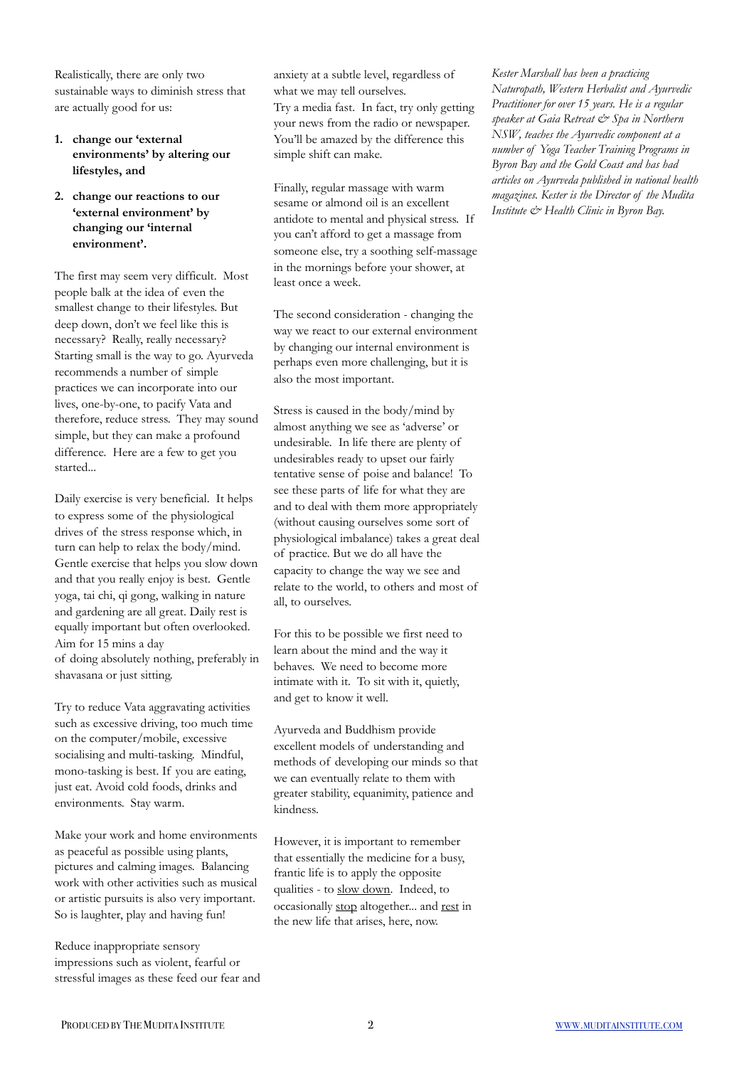Realistically, there are only two sustainable ways to diminish stress that are actually good for us:

1. **change our 'external environments' by altering our lifestyles, and**
2. **change our reactions to our 'external environment' by changing our 'internal environment'.**

The first may seem very difficult. Most people balk at the idea of even the smallest change to their lifestyles. But deep down, don't we feel like this is necessary? Really, really necessary? Starting small is the way to go. Ayurveda recommends a number of simple practices we can incorporate into our lives, one-by-one, to pacify Vata and therefore, reduce stress. They may sound simple, but they can make a profound difference. Here are a few to get you started...

Daily exercise is very beneficial. It helps to express some of the physiological drives of the stress response which, in turn can help to relax the body/mind. Gentle exercise that helps you slow down and that you really enjoy is best. Gentle yoga, tai chi, qi gong, walking in nature and gardening are all great. Daily rest is equally important but often overlooked. Aim for 15 mins a day of doing absolutely nothing, preferably in shavasana or just sitting.

Try to reduce Vata aggravating activities such as excessive driving, too much time on the computer/mobile, excessive socialising and multi-tasking. Mindful, mono-tasking is best. If you are eating, just eat. Avoid cold foods, drinks and environments. Stay warm.

Make your work and home environments as peaceful as possible using plants, pictures and calming images. Balancing work with other activities such as musical or artistic pursuits is also very important. So is laughter, play and having fun!

Reduce inappropriate sensory impressions such as violent, fearful or stressful images as these feed our fear and anxiety at a subtle level, regardless of what we may tell ourselves. Try a media fast. In fact, try only getting your news from the radio or newspaper. You'll be amazed by the difference this simple shift can make.

Finally, regular massage with warm sesame or almond oil is an excellent antidote to mental and physical stress. If you can't afford to get a massage from someone else, try a soothing self-massage in the mornings before your shower, at least once a week.

The second consideration - changing the way we react to our external environment by changing our internal environment is perhaps even more challenging, but it is also the most important.

Stress is caused in the body/mind by almost anything we see as 'adverse' or undesirable. In life there are plenty of undesirables ready to upset our fairly tentative sense of poise and balance! To see these parts of life for what they are and to deal with them more appropriately (without causing ourselves some sort of physiological imbalance) takes a great deal of practice. But we do all have the capacity to change the way we see and relate to the world, to others and most of all, to ourselves.

For this to be possible we first need to learn about the mind and the way it behaves. We need to become more intimate with it. To sit with it, quietly, and get to know it well.

Ayurveda and Buddhism provide excellent models of understanding and methods of developing our minds so that we can eventually relate to them with greater stability, equanimity, patience and kindness.

However, it is important to remember that essentially the medicine for a busy, frantic life is to apply the opposite qualities - to slow down. Indeed, to occasionally stop altogether... and rest in the new life that arises, here, now.

*Kester Marshall has been a practicing Naturopath, Western Herbalist and Ayurvedic Practitioner for over 15 years. He is a regular speaker at Gaia Retreat & Spa in Northern NSW, teaches the Ayurvedic component at a number of Yoga Teacher Training Programs in Byron Bay and the Gold Coast and has had articles on Ayurveda published in national health magazines. Kester is the Director of the Mudita Institute & Health Clinic in Byron Bay.*